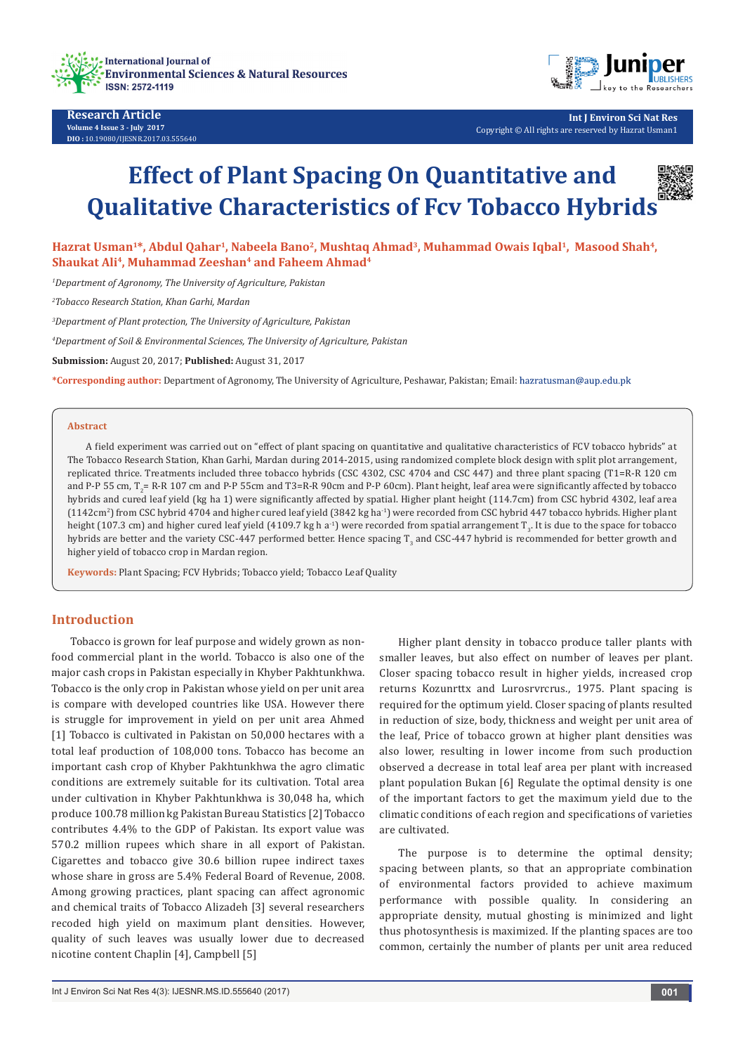Research Article

Volume 4 Issue 3 - July 2017

DOI : 10.19080/IJESNR.2017.03.555640

Copyright © All rights are reserved by Hazrat Usman1

# Effect of Plant Spacing On Quantitative and Qualitative Characteristics of Fcv Tobacco Hybrids

**Hazrat Usman[1]*, Abdul Qahar[1], Nabeela Bano[2], Mushtaq Ahmad[3], Muhammad Owais Iqbal[1], Masood Shah[4], Shaukat Ali[4], Muhammad Zeeshan[4] and Faheem Ahmad[4]**

*[1]Department of Agronomy, The University of Agriculture, Pakistan*

*[2]Tobacco Research Station, Khan Garhi, Mardan*

*[3]Department of Plant protection, The University of Agriculture, Pakistan*

*[4]Department of Soil & Environmental Sciences, The University of Agriculture, Pakistan*

**Submission:** August 20, 2017; **Published:** August 31, 2017

***Corresponding author:** Department of Agronomy, The University of Agriculture, Peshawar, Pakistan; Email: hazratusman@aup.edu.pk

## Abstract

A field experiment was carried out on "effect of plant spacing on quantitative and qualitative characteristics of FCV tobacco hybrids" at The Tobacco Research Station, Khan Garhi, Mardan during 2014-2015, using randomized complete block design with split plot arrangement, replicated thrice. Treatments included three tobacco hybrids (CSC 4302, CSC 4704 and CSC 447) and three plant spacing (T1=R-R 120 cm and P-P 55 cm, $T_2$= R-R 107 cm and P-P 55cm and T3=R-R 90cm and P-P 60cm). Plant height, leaf area were significantly affected by tobacco hybrids and cured leaf yield (kg ha 1) were significantly affected by spatial. Higher plant height (114.7cm) from CSC hybrid 4302, leaf area (1142cm$^2$) from CSC hybrid 4704 and higher cured leaf yield (3842 kg ha$^{-1}$) were recorded from CSC hybrid 447 tobacco hybrids. Higher plant height (107.3 cm) and higher cured leaf yield (4109.7 kg h a$^{-1}$) were recorded from spatial arrangement $T_3$. It is due to the space for tobacco hybrids are better and the variety CSC-447 performed better. Hence spacing $T_3$ and CSC-447 hybrid is recommended for better growth and higher yield of tobacco crop in Mardan region.

**Keywords:** Plant Spacing; FCV Hybrids; Tobacco yield; Tobacco Leaf Quality

## Introduction

Tobacco is grown for leaf purpose and widely grown as non-food commercial plant in the world. Tobacco is also one of the major cash crops in Pakistan especially in Khyber Pakhtunkhwa. Tobacco is the only crop in Pakistan whose yield on per unit area is compare with developed countries like USA. However there is struggle for improvement in yield on per unit area Ahmed [1] Tobacco is cultivated in Pakistan on 50,000 hectares with a total leaf production of 108,000 tons. Tobacco has become an important cash crop of Khyber Pakhtunkhwa the agro climatic conditions are extremely suitable for its cultivation. Total area under cultivation in Khyber Pakhtunkhwa is 30,048 ha, which produce 100.78 million kg Pakistan Bureau Statistics [2] Tobacco contributes 4.4% to the GDP of Pakistan. Its export value was 570.2 million rupees which share in all export of Pakistan. Cigarettes and tobacco give 30.6 billion rupee indirect taxes whose share in gross are 5.4% Federal Board of Revenue, 2008. Among growing practices, plant spacing can affect agronomic and chemical traits of Tobacco Alizadeh [3] several researchers recoded high yield on maximum plant densities. However, quality of such leaves was usually lower due to decreased nicotine content Chaplin [4], Campbell [5]

Higher plant density in tobacco produce taller plants with smaller leaves, but also effect on number of leaves per plant. Closer spacing tobacco result in higher yields, increased crop returns Kozunrttx and Lurosrvrcrus., 1975. Plant spacing is required for the optimum yield. Closer spacing of plants resulted in reduction of size, body, thickness and weight per unit area of the leaf, Price of tobacco grown at higher plant densities was also lower, resulting in lower income from such production observed a decrease in total leaf area per plant with increased plant population Bukan [6] Regulate the optimal density is one of the important factors to get the maximum yield due to the climatic conditions of each region and specifications of varieties are cultivated.

The purpose is to determine the optimal density; spacing between plants, so that an appropriate combination of environmental factors provided to achieve maximum performance with possible quality. In considering an appropriate density, mutual ghosting is minimized and light thus photosynthesis is maximized. If the planting spaces are too common, certainly the number of plants per unit area reduced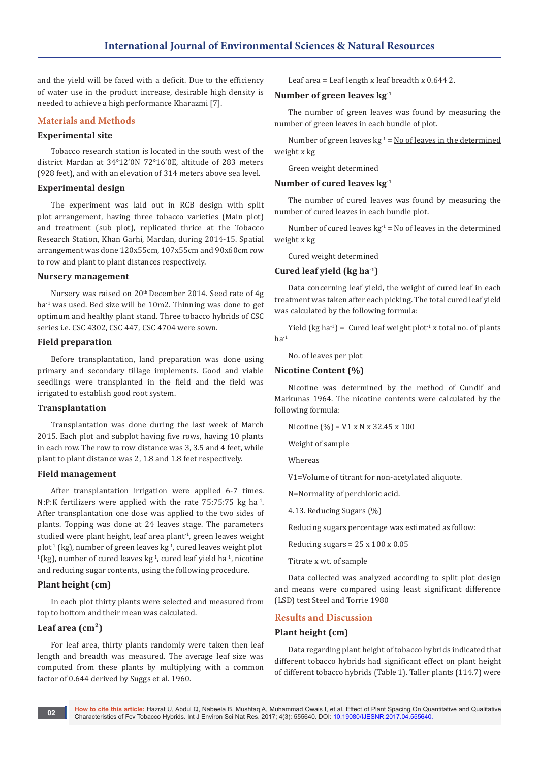and the yield will be faced with a deficit. Due to the efficiency of water use in the product increase, desirable high density is needed to achieve a high performance Kharazmi [7].

## Materials and Methods

### Experimental site

Tobacco research station is located in the south west of the district Mardan at 34°12'0N 72°16'0E, altitude of 283 meters (928 feet), and with an elevation of 314 meters above sea level.

### Experimental design

The experiment was laid out in RCB design with split plot arrangement, having three tobacco varieties (Main plot) and treatment (sub plot), replicated thrice at the Tobacco Research Station, Khan Garhi, Mardan, during 2014-15. Spatial arrangement was done 120x55cm, 107x55cm and 90x60cm row to row and plant to plant distances respectively.

### Nursery management

Nursery was raised on 20th December 2014. Seed rate of 4g $ha^{-1}$ was used. Bed size will be 10m2. Thinning was done to get optimum and healthy plant stand. Three tobacco hybrids of CSC series i.e. CSC 4302, CSC 447, CSC 4704 were sown.

### Field preparation

Before transplantation, land preparation was done using primary and secondary tillage implements. Good and viable seedlings were transplanted in the field and the field was irrigated to establish good root system.

### Transplantation

Transplantation was done during the last week of March 2015. Each plot and subplot having five rows, having 10 plants in each row. The row to row distance was 3, 3.5 and 4 feet, while plant to plant distance was 2, 1.8 and 1.8 feet respectively.

### Field management

After transplantation irrigation were applied 6-7 times. N:P:K fertilizers were applied with the rate 75:75:75 kg $ha^{-1}$. After transplantation one dose was applied to the two sides of plants. Topping was done at 24 leaves stage. The parameters studied were plant height, leaf area $plant^{-1}$, green leaves weight $plot^{-1}$ (kg), number of green leaves $kg^{-1}$, cured leaves weight $plot^{-1}$(kg), number of cured leaves $kg^{-1}$, cured leaf yield $ha^{-1}$, nicotine and reducing sugar contents, using the following procedure.

### Plant height (cm)

In each plot thirty plants were selected and measured from top to bottom and their mean was calculated.

### Leaf area ($cm^2$)

For leaf area, thirty plants randomly were taken then leaf length and breadth was measured. The average leaf size was computed from these plants by multiplying with a common factor of 0.644 derived by Suggs et al. 1960.

Leaf area = Leaf length x leaf breadth x 0.644 2.

### Number of green leaves $kg^{-1}$

The number of green leaves was found by measuring the number of green leaves in each bundle of plot.

Number of green leaves $kg^{-1}$ = No of leaves in the determined weight x kg

Green weight determined

### Number of cured leaves $kg^{-1}$

The number of cured leaves was found by measuring the number of cured leaves in each bundle plot.

Number of cured leaves $kg^{-1}$ = No of leaves in the determined weight x kg

Cured weight determined

### Cured leaf yield (kg $ha^{-1}$)

Data concerning leaf yield, the weight of cured leaf in each treatment was taken after each picking. The total cured leaf yield was calculated by the following formula:

Yield (kg $ha^{-1}$) = Cured leaf weight $plot^{-1}$ x total no. of plants $ha^{-1}$

No. of leaves per plot

### Nicotine Content (%)

Nicotine was determined by the method of Cundif and Markunas 1964. The nicotine contents were calculated by the following formula:

Nicotine (%) = V1 x N x 32.45 x 100

Weight of sample

Whereas

V1=Volume of titrant for non-acetylated aliquote.

N=Normality of perchloric acid.

4.13. Reducing Sugars (%)

Reducing sugars percentage was estimated as follow:

Reducing sugars = 25 x 100 x 0.05

Titrate x wt. of sample

Data collected was analyzed according to split plot design and means were compared using least significant difference (LSD) test Steel and Torrie 1980

## Results and Discussion

### Plant height (cm)

Data regarding plant height of tobacco hybrids indicated that different tobacco hybrids had significant effect on plant height of different tobacco hybrids (Table 1). Taller plants (114.7) were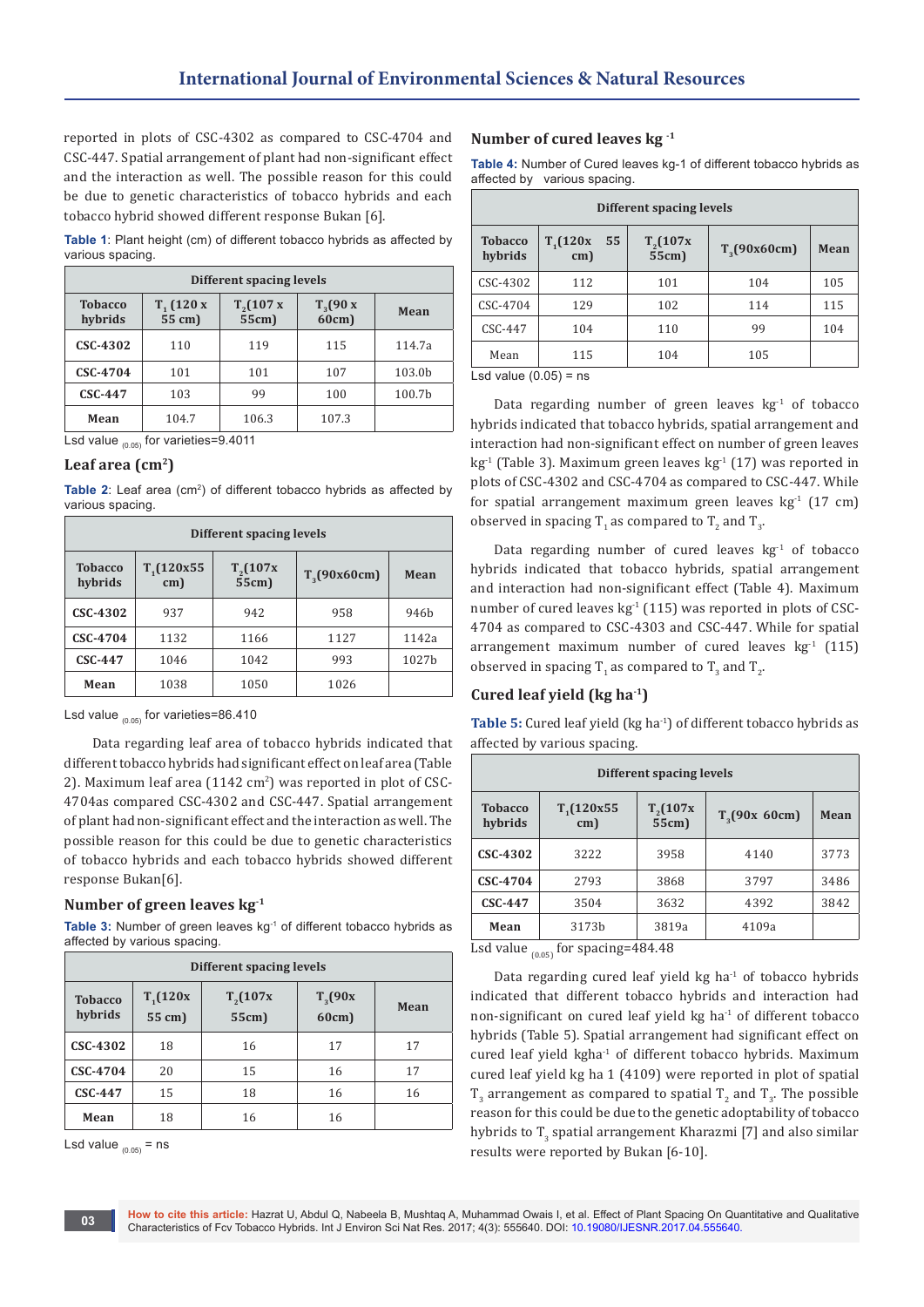reported in plots of CSC-4302 as compared to CSC-4704 and CSC-447. Spatial arrangement of plant had non-significant effect and the interaction as well. The possible reason for this could be due to genetic characteristics of tobacco hybrids and each tobacco hybrid showed different response Bukan [6].

**Table 1**: Plant height (cm) of different tobacco hybrids as affected by various spacing.

| | Different spacing levels | | | |
|---|---|---|---|---|
| Tobacco hybrids | $T_1$ (120 x 55 cm) | $T_2$(107 x 55cm) | $T_3$(90 x 60cm) | Mean |
| CSC-4302 | 110 | 119 | 115 | 114.7a |
| CSC-4704 | 101 | 101 | 107 | 103.0b |
| CSC-447 | 103 | 99 | 100 | 100.7b |
| Mean | 104.7 | 106.3 | 107.3 | |

Lsd value $_{(0.05)}$ for varieties=9.4011

## Leaf area (cm$^2$)

**Table 2**: Leaf area (cm$^2$) of different tobacco hybrids as affected by various spacing.

| | Different spacing levels | | | |
|---|---|---|---|---|
| Tobacco hybrids | $T_1$(120x55 cm) | $T_2$(107x 55cm) | $T_3$(90x60cm) | Mean |
| CSC-4302 | 937 | 942 | 958 | 946b |
| CSC-4704 | 1132 | 1166 | 1127 | 1142a |
| CSC-447 | 1046 | 1042 | 993 | 1027b |
| Mean | 1038 | 1050 | 1026 | |

Lsd value $_{(0.05)}$ for varieties=86.410

Data regarding leaf area of tobacco hybrids indicated that different tobacco hybrids had significant effect on leaf area (Table 2). Maximum leaf area (1142 cm$^2$) was reported in plot of CSC-4704as compared CSC-4302 and CSC-447. Spatial arrangement of plant had non-significant effect and the interaction as well. The possible reason for this could be due to genetic characteristics of tobacco hybrids and each tobacco hybrids showed different response Bukan[6].

## Number of green leaves kg$^{-1}$

**Table 3:** Number of green leaves kg$^{-1}$ of different tobacco hybrids as affected by various spacing.

| | Different spacing levels | | | |
|---|---|---|---|---|
| Tobacco hybrids | $T_1$(120x 55 cm) | $T_2$(107x 55cm) | $T_3$(90x 60cm) | Mean |
| CSC-4302 | 18 | 16 | 17 | 17 |
| CSC-4704 | 20 | 15 | 16 | 17 |
| CSC-447 | 15 | 18 | 16 | 16 |
| Mean | 18 | 16 | 16 | |

Lsd value $_{(0.05)}$ = ns

## Number of cured leaves kg$^{-1}$

**Table 4:** Number of Cured leaves kg-1 of different tobacco hybrids as affected by various spacing.

| | Different spacing levels | | | |
|---|---|---|---|---|
| Tobacco hybrids | $T_1$(120x 55 cm) | $T_2$(107x 55cm) | $T_3$(90x60cm) | Mean |
| CSC-4302 | 112 | 101 | 104 | 105 |
| CSC-4704 | 129 | 102 | 114 | 115 |
| CSC-447 | 104 | 110 | 99 | 104 |
| Mean | 115 | 104 | 105 | |

Lsd value (0.05) = ns

Data regarding number of green leaves kg$^{-1}$ of tobacco hybrids indicated that tobacco hybrids, spatial arrangement and interaction had non-significant effect on number of green leaves kg$^{-1}$ (Table 3). Maximum green leaves kg$^{-1}$ (17) was reported in plots of CSC-4302 and CSC-4704 as compared to CSC-447. While for spatial arrangement maximum green leaves kg$^{-1}$ (17 cm) observed in spacing $T_1$ as compared to $T_2$ and $T_3$.

Data regarding number of cured leaves kg$^{-1}$ of tobacco hybrids indicated that tobacco hybrids, spatial arrangement and interaction had non-significant effect (Table 4). Maximum number of cured leaves kg$^{-1}$ (115) was reported in plots of CSC-4704 as compared to CSC-4303 and CSC-447. While for spatial arrangement maximum number of cured leaves kg$^{-1}$ (115) observed in spacing $T_1$ as compared to $T_3$ and $T_2$.

## Cured leaf yield (kg ha$^{-1}$)

**Table 5:** Cured leaf yield (kg ha$^{-1}$) of different tobacco hybrids as affected by various spacing.

| | Different spacing levels | | | |
|---|---|---|---|---|
| Tobacco hybrids | $T_1$(120x55 cm) | $T_2$(107x 55cm) | $T_3$(90x 60cm) | Mean |
| CSC-4302 | 3222 | 3958 | 4140 | 3773 |
| CSC-4704 | 2793 | 3868 | 3797 | 3486 |
| CSC-447 | 3504 | 3632 | 4392 | 3842 |
| Mean | 3173b | 3819a | 4109a | |

Lsd value $_{(0.05)}$ for spacing=484.48

Data regarding cured leaf yield kg ha$^{-1}$ of tobacco hybrids indicated that different tobacco hybrids and interaction had non-significant on cured leaf yield kg ha$^{-1}$ of different tobacco hybrids (Table 5). Spatial arrangement had significant effect on cured leaf yield kgha$^{-1}$ of different tobacco hybrids. Maximum cured leaf yield kg ha 1 (4109) were reported in plot of spatial $T_3$ arrangement as compared to spatial $T_2$ and $T_3$. The possible reason for this could be due to the genetic adoptability of tobacco hybrids to $T_3$ spatial arrangement Kharazmi [7] and also similar results were reported by Bukan [6-10].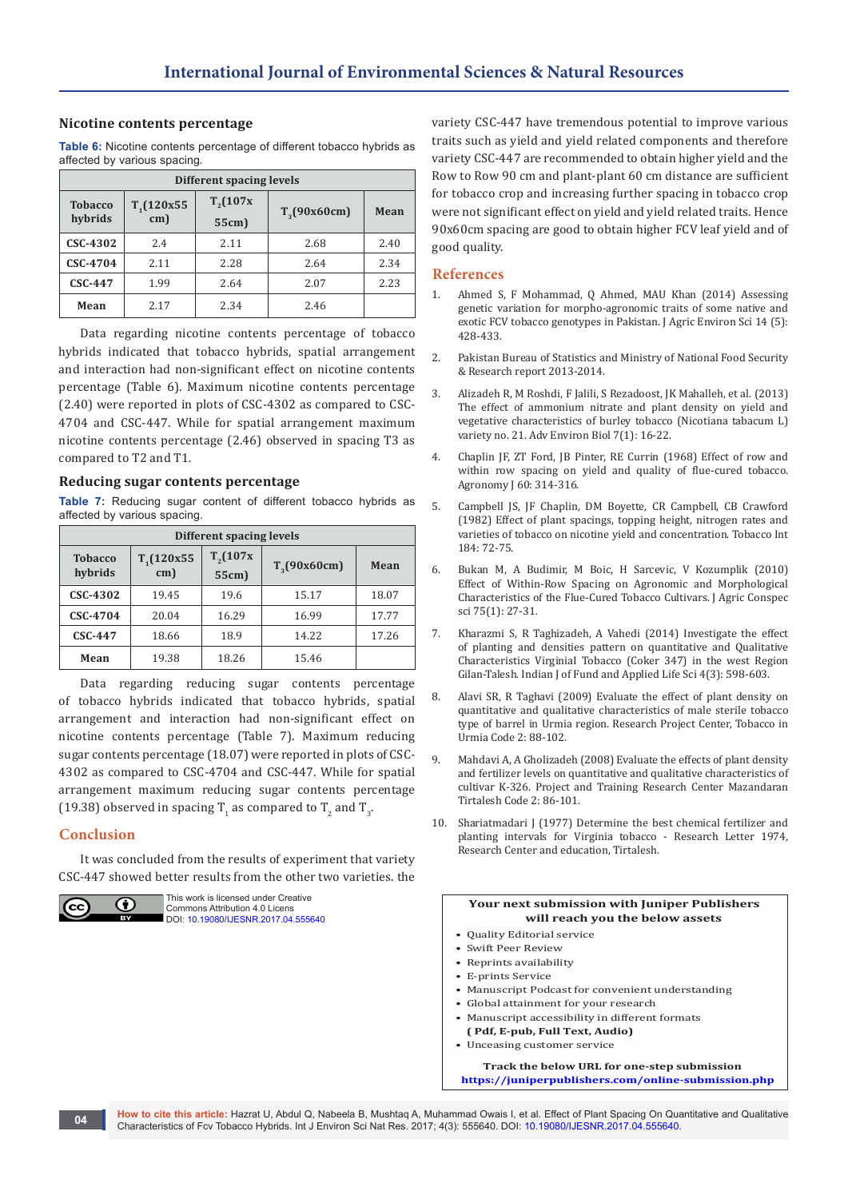## Nicotine contents percentage

**Table 6:** Nicotine contents percentage of different tobacco hybrids as affected by various spacing.

| Tobacco hybrids | Different spacing levels | | | |
|---|---|---|---|---|
| | $T_1$(120x55 cm) | $T_2$(107x 55cm) | $T_3$(90x60cm) | Mean |
| CSC-4302 | 2.4 | 2.11 | 2.68 | 2.40 |
| CSC-4704 | 2.11 | 2.28 | 2.64 | 2.34 |
| CSC-447 | 1.99 | 2.64 | 2.07 | 2.23 |
| Mean | 2.17 | 2.34 | 2.46 | |

Data regarding nicotine contents percentage of tobacco hybrids indicated that tobacco hybrids, spatial arrangement and interaction had non-significant effect on nicotine contents percentage (Table 6). Maximum nicotine contents percentage (2.40) were reported in plots of CSC-4302 as compared to CSC-4704 and CSC-447. While for spatial arrangement maximum nicotine contents percentage (2.46) observed in spacing T3 as compared to T2 and T1.

## Reducing sugar contents percentage

**Table 7:** Reducing sugar content of different tobacco hybrids as affected by various spacing.

| Tobacco hybrids | Different spacing levels | | | |
|---|---|---|---|---|
| | $T_1$(120x55 cm) | $T_2$(107x 55cm) | $T_3$(90x60cm) | Mean |
| CSC-4302 | 19.45 | 19.6 | 15.17 | 18.07 |
| CSC-4704 | 20.04 | 16.29 | 16.99 | 17.77 |
| CSC-447 | 18.66 | 18.9 | 14.22 | 17.26 |
| Mean | 19.38 | 18.26 | 15.46 | |

Data regarding reducing sugar contents percentage of tobacco hybrids indicated that tobacco hybrids, spatial arrangement and interaction had non-significant effect on nicotine contents percentage (Table 7). Maximum reducing sugar contents percentage (18.07) were reported in plots of CSC-4302 as compared to CSC-4704 and CSC-447. While for spatial arrangement maximum reducing sugar contents percentage (19.38) observed in spacing $T_1$ as compared to $T_2$ and $T_3$.

## Conclusion

It was concluded from the results of experiment that variety CSC-447 showed better results from the other two varieties. the variety CSC-447 have tremendous potential to improve various traits such as yield and yield related components and therefore variety CSC-447 are recommended to obtain higher yield and the Row to Row 90 cm and plant-plant 60 cm distance are sufficient for tobacco crop and increasing further spacing in tobacco crop were not significant effect on yield and yield related traits. Hence 90x60cm spacing are good to obtain higher FCV leaf yield and of good quality.

## References

1. Ahmed S, F Mohammad, Q Ahmed, MAU Khan (2014) Assessing genetic variation for morpho-agronomic traits of some native and exotic FCV tobacco genotypes in Pakistan. J Agric Environ Sci 14 (5): 428-433.
2. Pakistan Bureau of Statistics and Ministry of National Food Security & Research report 2013-2014.
3. Alizadeh R, M Roshdi, F Jalili, S Rezadoost, JK Mahalleh, et al. (2013) The effect of ammonium nitrate and plant density on yield and vegetative characteristics of burley tobacco (Nicotiana tabacum L) variety no. 21. Adv Environ Biol 7(1): 16-22.
4. Chaplin JF, ZT Ford, JB Pinter, RE Currin (1968) Effect of row and within row spacing on yield and quality of flue-cured tobacco. Agronomy J 60: 314-316.
5. Campbell JS, JF Chaplin, DM Boyette, CR Campbell, CB Crawford (1982) Effect of plant spacings, topping height, nitrogen rates and varieties of tobacco on nicotine yield and concentration. Tobacco Int 184: 72-75.
6. Bukan M, A Budimir, M Boic, H Sarcevic, V Kozumplik (2010) Effect of Within-Row Spacing on Agronomic and Morphological Characteristics of the Flue-Cured Tobacco Cultivars. J Agric Conspec sci 75(1): 27-31.
7. Kharazmi S, R Taghizadeh, A Vahedi (2014) Investigate the effect of planting and densities pattern on quantitative and Qualitative Characteristics Virginial Tobacco (Coker 347) in the west Region Gilan-Talesh. Indian J of Fund and Applied Life Sci 4(3): 598-603.
8. Alavi SR, R Taghavi (2009) Evaluate the effect of plant density on quantitative and qualitative characteristics of male sterile tobacco type of barrel in Urmia region. Research Project Center, Tobacco in Urmia Code 2: 88-102.
9. Mahdavi A, A Gholizadeh (2008) Evaluate the effects of plant density and fertilizer levels on quantitative and qualitative characteristics of cultivar K-326. Project and Training Research Center Mazandaran Tirtalesh Code 2: 86-101.
10. Shariatmadari J (1977) Determine the best chemical fertilizer and planting intervals for Virginia tobacco - Research Letter 1974, Research Center and education, Tirtalesh.

This work is licensed under Creative Commons Attribution 4.0 Licens
DOI: 10.19080/IJESNR.2017.04.555640

**Your next submission with Juniper Publishers will reach you the below assets**

- Quality Editorial service
- Swift Peer Review
- Reprints availability
- E-prints Service
- Manuscript Podcast for convenient understanding
- Global attainment for your research
- Manuscript accessibility in different formats **( Pdf, E-pub, Full Text, Audio)**
- Unceasing customer service

**Track the below URL for one-step submission**
**https://juniperpublishers.com/online-submission.php**

**How to cite this article:** Hazrat U, Abdul Q, Nabeela B, Mushtaq A, Muhammad Owais I, et al. Effect of Plant Spacing On Quantitative and Qualitative Characteristics of Fcv Tobacco Hybrids. Int J Environ Sci Nat Res. 2017; 4(3): 555640. DOI: 10.19080/IJESNR.2017.04.555640.